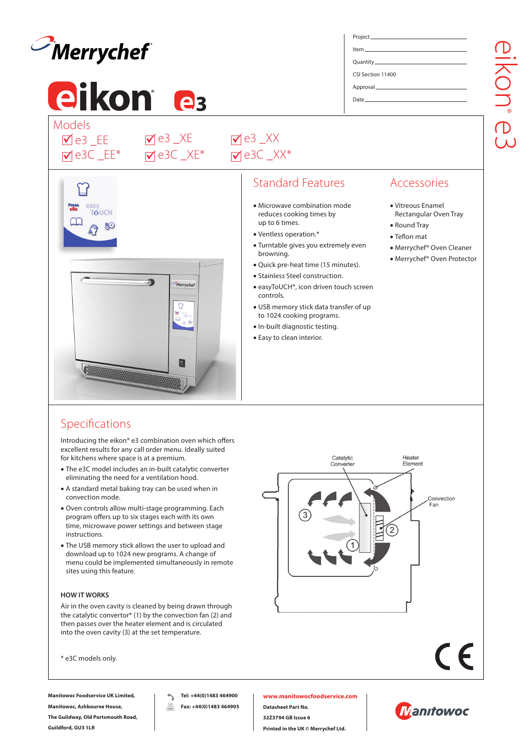# Merrychef

# eikon® e3

Project ____________________

Item ____________________

Quantity ____________________

CSI Section 11400

Approval ____________________

Date ____________________

## Models

- ☑ e3 _EE
- ☑ e3C _EE*
- ☑ e3 _XE
- ☑ e3C _XE*
- ☑ e3 _XX
- ☑ e3C _XX*

## Standard Features

- Microwave combination mode reduces cooking times by up to 6 times.
- Ventless operation.*
- Turntable gives you extremely even browning.
- Quick pre-heat time (15 minutes).
- Stainless Steel construction.
- easyToUCH®, icon driven touch screen controls.
- USB memory stick data transfer of up to 1024 cooking programs.
- In-built diagnostic testing.
- Easy to clean interior.

## Accessories

- Vitreous Enamel Rectangular Oven Tray
- Round Tray
- Teflon mat
- Merrychef® Oven Cleaner
- Merrychef® Oven Protector

## Specifications

Introducing the eikon® e3 combination oven which offers excellent results for any call order menu. Ideally suited for kitchens where space is at a premium.

- The e3C model includes an in-built catalytic converter eliminating the need for a ventilation hood.
- A standard metal baking tray can be used when in convection mode.
- Oven controls allow multi-stage programming. Each program offers up to six stages each with its own time, microwave power settings and between stage instructions.
- The USB memory stick allows the user to upload and download up to 1024 new programs. A change of menu could be implemented simultaneously in remote sites using this feature.

### HOW IT WORKS

Air in the oven cavity is cleaned by being drawn through the catalytic convertor* (1) by the convection fan (2) and then passes over the heater element and is circulated into the oven cavity (3) at the set temperature.

Catalytic Converter | Heater Element | Convection Fan

\* e3C models only.

Manitowoc Foodservice UK Limited,
Manitowoc, Ashbourne House,
The Guildway, Old Portsmouth Road,
Guildford, GU3 1LR

Tel: +44(0)1483 464900
Fax: +44(0)1483 464905

www.manitowocfoodservice.com
Datasheet Part No.
32Z3794 GB Issue 6
Printed in the UK © Merrychef Ltd.

Manitowoc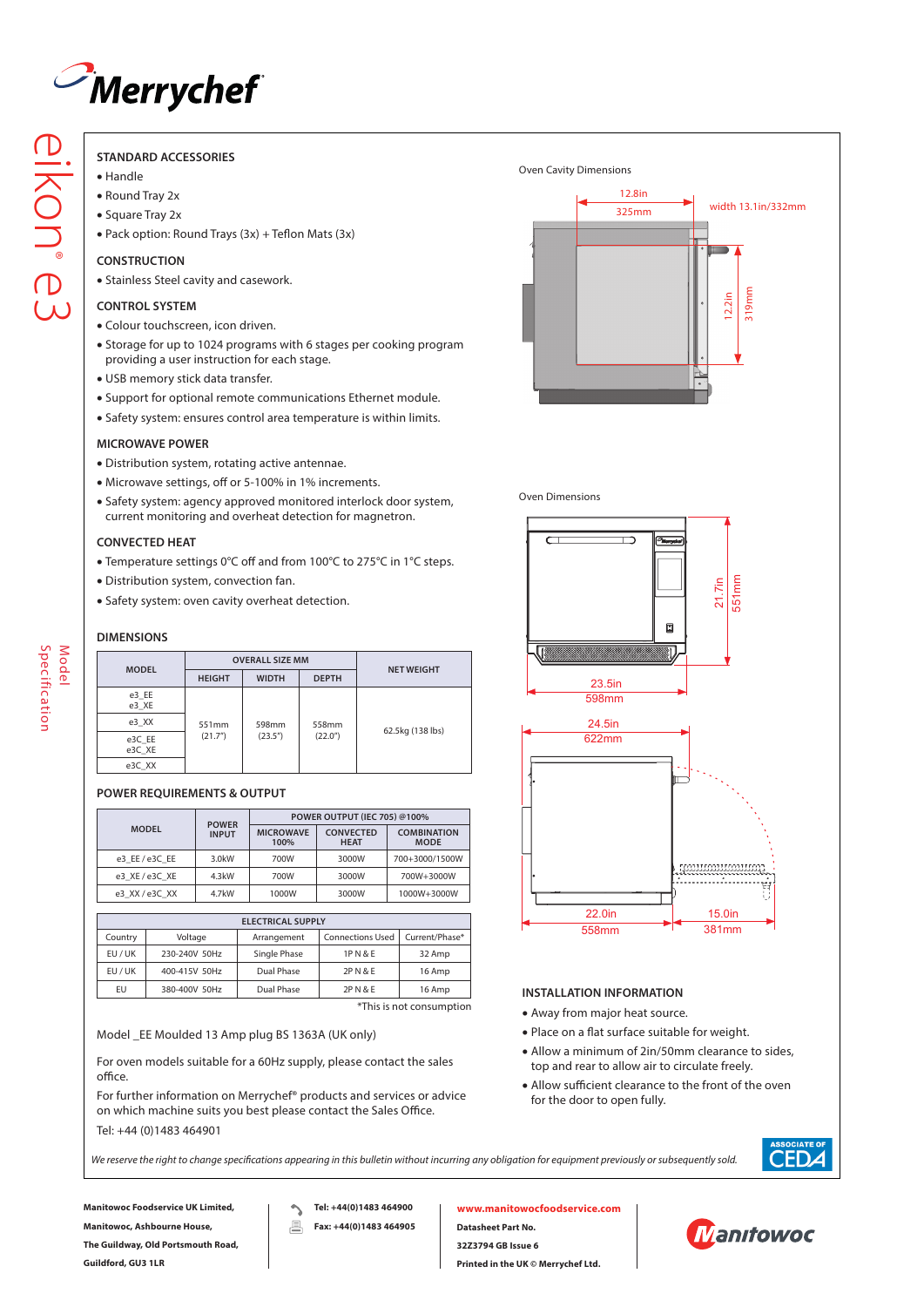Merrychef

eikon® e3

Model Specification

## STANDARD ACCESSORIES

- Handle
- Round Tray 2x
- Square Tray 2x
- Pack option: Round Trays (3x) + Teflon Mats (3x)

## CONSTRUCTION

- Stainless Steel cavity and casework.

## CONTROL SYSTEM

- Colour touchscreen, icon driven.
- Storage for up to 1024 programs with 6 stages per cooking program providing a user instruction for each stage.
- USB memory stick data transfer.
- Support for optional remote communications Ethernet module.
- Safety system: ensures control area temperature is within limits.

## MICROWAVE POWER

- Distribution system, rotating active antennae.
- Microwave settings, off or 5-100% in 1% increments.
- Safety system: agency approved monitored interlock door system, current monitoring and overheat detection for magnetron.

## CONVECTED HEAT

- Temperature settings 0°C off and from 100°C to 275°C in 1°C steps.
- Distribution system, convection fan.
- Safety system: oven cavity overheat detection.

## DIMENSIONS

| MODEL | OVERALL SIZE MM | | | NET WEIGHT |
|---|---|---|---|---|
| | HEIGHT | WIDTH | DEPTH | |
| e3_EE e3_XE | 551mm (21.7") | 598mm (23.5") | 558mm (22.0") | 62.5kg (138 lbs) |
| e3_XX | | | | |
| e3C_EE e3C_XE | | | | |
| e3C_XX | | | | |

## POWER REQUIREMENTS & OUTPUT

| MODEL | POWER INPUT | POWER OUTPUT (IEC 705) @100% | | |
|---|---|---|---|---|
| | | MICROWAVE 100% | CONVECTED HEAT | COMBINATION MODE |
| e3_EE / e3C_EE | 3.0kW | 700W | 3000W | 700+3000/1500W |
| e3_XE / e3C_XE | 4.3kW | 700W | 3000W | 700W+3000W |
| e3_XX / e3C_XX | 4.7kW | 1000W | 3000W | 1000W+3000W |

| ELECTRICAL SUPPLY | | | | |
|---|---|---|---|---|
| Country | Voltage | Arrangement | Connections Used | Current/Phase* |
| EU / UK | 230-240V 50Hz | Single Phase | 1P N & E | 32 Amp |
| EU / UK | 400-415V 50Hz | Dual Phase | 2P N & E | 16 Amp |
| EU | 380-400V 50Hz | Dual Phase | 2P N & E | 16 Amp |

*This is not consumption

Model _EE Moulded 13 Amp plug BS 1363A (UK only)

For oven models suitable for a 60Hz supply, please contact the sales office.

For further information on Merrychef® products and services or advice on which machine suits you best please contact the Sales Office.

Tel: +44 (0)1483 464901

Oven Cavity Dimensions

12.8in
325mm
width 13.1in/332mm
12.2in
319mm

Oven Dimensions

21.7in
551mm
23.5in
598mm
24.5in
622mm
22.0in
558mm
15.0in
381mm

## INSTALLATION INFORMATION

- Away from major heat source.
- Place on a flat surface suitable for weight.
- Allow a minimum of 2in/50mm clearance to sides, top and rear to allow air to circulate freely.
- Allow sufficient clearance to the front of the oven for the door to open fully.

*We reserve the right to change specifications appearing in this bulletin without incurring any obligation for equipment previously or subsequently sold.*

ASSOCIATE OF CEDA

**Manitowoc Foodservice UK Limited,**
**Manitowoc, Ashbourne House,**
**The Guildway, Old Portsmouth Road,**
**Guildford, GU3 1LR**

**Tel: +44(0)1483 464900**
**Fax: +44(0)1483 464905**

**www.manitowocfoodservice.com**
**Datasheet Part No.**
**32Z3794 GB Issue 6**
**Printed in the UK © Merrychef Ltd.**

Manitowoc